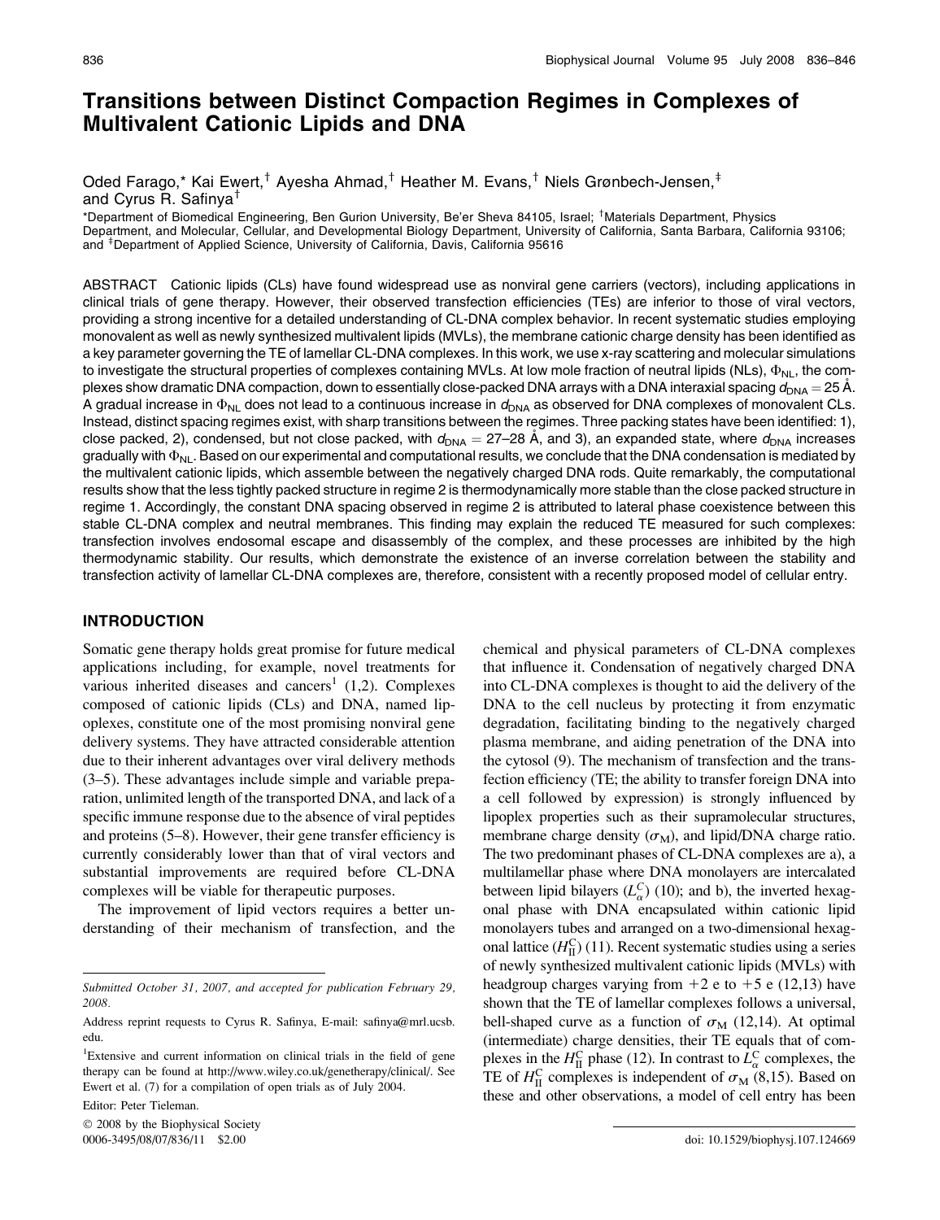# Transitions between Distinct Compaction Regimes in Complexes of Multivalent Cationic Lipids and DNA

Oded Farago,* Kai Ewert,[†] Ayesha Ahmad,[†] Heather M. Evans,[†] Niels Grønbech-Jensen,[‡] and Cyrus R. Safinya[†]

*Department of Biomedical Engineering, Ben Gurion University, Be'er Sheva 84105, Israel; [†]Materials Department, Physics Department, and Molecular, Cellular, and Developmental Biology Department, University of California, Santa Barbara, California 93106; and [‡]Department of Applied Science, University of California, Davis, California 95616

ABSTRACT Cationic lipids (CLs) have found widespread use as nonviral gene carriers (vectors), including applications in clinical trials of gene therapy. However, their observed transfection efficiencies (TEs) are inferior to those of viral vectors, providing a strong incentive for a detailed understanding of CL-DNA complex behavior. In recent systematic studies employing monovalent as well as newly synthesized multivalent lipids (MVLs), the membrane cationic charge density has been identified as a key parameter governing the TE of lamellar CL-DNA complexes. In this work, we use x-ray scattering and molecular simulations to investigate the structural properties of complexes containing MVLs. At low mole fraction of neutral lipids (NLs), $\Phi_{NL}$, the complexes show dramatic DNA compaction, down to essentially close-packed DNA arrays with a DNA interaxial spacing $d_{DNA} = 25$ Å. A gradual increase in $\Phi_{NL}$ does not lead to a continuous increase in $d_{DNA}$ as observed for DNA complexes of monovalent CLs. Instead, distinct spacing regimes exist, with sharp transitions between the regimes. Three packing states have been identified: 1), close packed, 2), condensed, but not close packed, with $d_{DNA} = 27$–$28$ Å, and 3), an expanded state, where $d_{DNA}$ increases gradually with $\Phi_{NL}$. Based on our experimental and computational results, we conclude that the DNA condensation is mediated by the multivalent cationic lipids, which assemble between the negatively charged DNA rods. Quite remarkably, the computational results show that the less tightly packed structure in regime 2 is thermodynamically more stable than the close packed structure in regime 1. Accordingly, the constant DNA spacing observed in regime 2 is attributed to lateral phase coexistence between this stable CL-DNA complex and neutral membranes. This finding may explain the reduced TE measured for such complexes: transfection involves endosomal escape and disassembly of the complex, and these processes are inhibited by the high thermodynamic stability. Our results, which demonstrate the existence of an inverse correlation between the stability and transfection activity of lamellar CL-DNA complexes are, therefore, consistent with a recently proposed model of cellular entry.

## INTRODUCTION

Somatic gene therapy holds great promise for future medical applications including, for example, novel treatments for various inherited diseases and cancers[1] (1,2). Complexes composed of cationic lipids (CLs) and DNA, named lipoplexes, constitute one of the most promising nonviral gene delivery systems. They have attracted considerable attention due to their inherent advantages over viral delivery methods (3–5). These advantages include simple and variable preparation, unlimited length of the transported DNA, and lack of a specific immune response due to the absence of viral peptides and proteins (5–8). However, their gene transfer efficiency is currently considerably lower than that of viral vectors and substantial improvements are required before CL-DNA complexes will be viable for therapeutic purposes.

The improvement of lipid vectors requires a better understanding of their mechanism of transfection, and the chemical and physical parameters of CL-DNA complexes that influence it. Condensation of negatively charged DNA into CL-DNA complexes is thought to aid the delivery of the DNA to the cell nucleus by protecting it from enzymatic degradation, facilitating binding to the negatively charged plasma membrane, and aiding penetration of the DNA into the cytosol (9). The mechanism of transfection and the transfection efficiency (TE; the ability to transfer foreign DNA into a cell followed by expression) is strongly influenced by lipoplex properties such as their supramolecular structures, membrane charge density ($\sigma_M$), and lipid/DNA charge ratio. The two predominant phases of CL-DNA complexes are a), a multilamellar phase where DNA monolayers are intercalated between lipid bilayers ($L_\alpha^C$) (10); and b), the inverted hexagonal phase with DNA encapsulated within cationic lipid monolayers tubes and arranged on a two-dimensional hexagonal lattice ($H_{II}^C$) (11). Recent systematic studies using a series of newly synthesized multivalent cationic lipids (MVLs) with headgroup charges varying from +2 e to +5 e (12,13) have shown that the TE of lamellar complexes follows a universal, bell-shaped curve as a function of $\sigma_M$ (12,14). At optimal (intermediate) charge densities, their TE equals that of complexes in the $H_{II}^C$ phase (12). In contrast to $L_\alpha^C$ complexes, the TE of $H_{II}^C$ complexes is independent of $\sigma_M$ (8,15). Based on these and other observations, a model of cell entry has been

---

*Submitted October 31, 2007, and accepted for publication February 29, 2008.*

Address reprint requests to Cyrus R. Safinya, E-mail: safinya@mrl.ucsb.edu.

[1]Extensive and current information on clinical trials in the field of gene therapy can be found at http://www.wiley.co.uk/genetherapy/clinical/. See Ewert et al. (7) for a compilation of open trials as of July 2004.

Editor: Peter Tieleman.

© 2008 by the Biophysical Society
0006-3495/08/07/836/11 $2.00

doi: 10.1529/biophysj.107.124669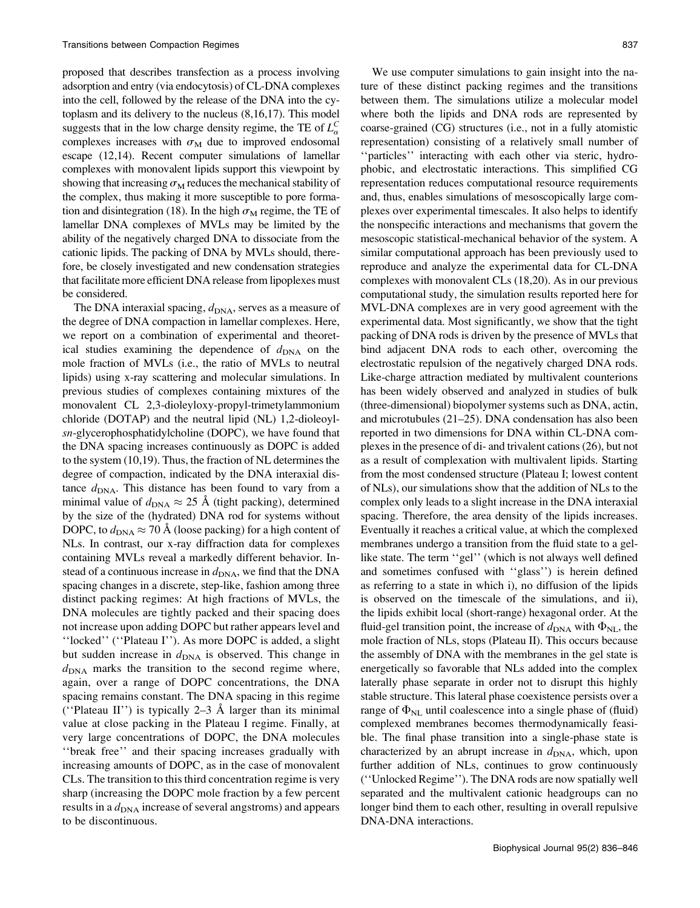proposed that describes transfection as a process involving adsorption and entry (via endocytosis) of CL-DNA complexes into the cell, followed by the release of the DNA into the cytoplasm and its delivery to the nucleus (8,16,17). This model suggests that in the low charge density regime, the TE of $L_\alpha^C$ complexes increases with $\sigma_M$ due to improved endosomal escape (12,14). Recent computer simulations of lamellar complexes with monovalent lipids support this viewpoint by showing that increasing $\sigma_M$ reduces the mechanical stability of the complex, thus making it more susceptible to pore formation and disintegration (18). In the high $\sigma_M$ regime, the TE of lamellar DNA complexes of MVLs may be limited by the ability of the negatively charged DNA to dissociate from the cationic lipids. The packing of DNA by MVLs should, therefore, be closely investigated and new condensation strategies that facilitate more efficient DNA release from lipoplexes must be considered.

The DNA interaxial spacing, $d_{DNA}$, serves as a measure of the degree of DNA compaction in lamellar complexes. Here, we report on a combination of experimental and theoretical studies examining the dependence of $d_{DNA}$ on the mole fraction of MVLs (i.e., the ratio of MVLs to neutral lipids) using x-ray scattering and molecular simulations. In previous studies of complexes containing mixtures of the monovalent CL 2,3-dioleyloxy-propyl-trimetylammonium chloride (DOTAP) and the neutral lipid (NL) 1,2-dioleoyl-*sn*-glycerophosphatidylcholine (DOPC), we have found that the DNA spacing increases continuously as DOPC is added to the system (10,19). Thus, the fraction of NL determines the degree of compaction, indicated by the DNA interaxial distance $d_{DNA}$. This distance has been found to vary from a minimal value of $d_{DNA} \approx 25$ Å (tight packing), determined by the size of the (hydrated) DNA rod for systems without DOPC, to $d_{DNA} \approx 70$ Å (loose packing) for a high content of NLs. In contrast, our x-ray diffraction data for complexes containing MVLs reveal a markedly different behavior. Instead of a continuous increase in $d_{DNA}$, we find that the DNA spacing changes in a discrete, step-like, fashion among three distinct packing regimes: At high fractions of MVLs, the DNA molecules are tightly packed and their spacing does not increase upon adding DOPC but rather appears level and ''locked'' (''Plateau I''). As more DOPC is added, a slight but sudden increase in $d_{DNA}$ is observed. This change in $d_{DNA}$ marks the transition to the second regime where, again, over a range of DOPC concentrations, the DNA spacing remains constant. The DNA spacing in this regime (''Plateau II'') is typically 2–3 Å larger than its minimal value at close packing in the Plateau I regime. Finally, at very large concentrations of DOPC, the DNA molecules ''break free'' and their spacing increases gradually with increasing amounts of DOPC, as in the case of monovalent CLs. The transition to this third concentration regime is very sharp (increasing the DOPC mole fraction by a few percent results in a $d_{DNA}$ increase of several angstroms) and appears to be discontinuous.

We use computer simulations to gain insight into the nature of these distinct packing regimes and the transitions between them. The simulations utilize a molecular model where both the lipids and DNA rods are represented by coarse-grained (CG) structures (i.e., not in a fully atomistic representation) consisting of a relatively small number of ''particles'' interacting with each other via steric, hydrophobic, and electrostatic interactions. This simplified CG representation reduces computational resource requirements and, thus, enables simulations of mesoscopically large complexes over experimental timescales. It also helps to identify the nonspecific interactions and mechanisms that govern the mesoscopic statistical-mechanical behavior of the system. A similar computational approach has been previously used to reproduce and analyze the experimental data for CL-DNA complexes with monovalent CLs (18,20). As in our previous computational study, the simulation results reported here for MVL-DNA complexes are in very good agreement with the experimental data. Most significantly, we show that the tight packing of DNA rods is driven by the presence of MVLs that bind adjacent DNA rods to each other, overcoming the electrostatic repulsion of the negatively charged DNA rods. Like-charge attraction mediated by multivalent counterions has been widely observed and analyzed in studies of bulk (three-dimensional) biopolymer systems such as DNA, actin, and microtubules (21–25). DNA condensation has also been reported in two dimensions for DNA within CL-DNA complexes in the presence of di- and trivalent cations (26), but not as a result of complexation with multivalent lipids. Starting from the most condensed structure (Plateau I; lowest content of NLs), our simulations show that the addition of NLs to the complex only leads to a slight increase in the DNA interaxial spacing. Therefore, the area density of the lipids increases. Eventually it reaches a critical value, at which the complexed membranes undergo a transition from the fluid state to a gel-like state. The term ''gel'' (which is not always well defined and sometimes confused with ''glass'') is herein defined as referring to a state in which i), no diffusion of the lipids is observed on the timescale of the simulations, and ii), the lipids exhibit local (short-range) hexagonal order. At the fluid-gel transition point, the increase of $d_{DNA}$ with $\Phi_{NL}$, the mole fraction of NLs, stops (Plateau II). This occurs because the assembly of DNA with the membranes in the gel state is energetically so favorable that NLs added into the complex laterally phase separate in order not to disrupt this highly stable structure. This lateral phase coexistence persists over a range of $\Phi_{NL}$ until coalescence into a single phase of (fluid) complexed membranes becomes thermodynamically feasible. The final phase transition into a single-phase state is characterized by an abrupt increase in $d_{DNA}$, which, upon further addition of NLs, continues to grow continuously (''Unlocked Regime''). The DNA rods are now spatially well separated and the multivalent cationic headgroups can no longer bind them to each other, resulting in overall repulsive DNA-DNA interactions.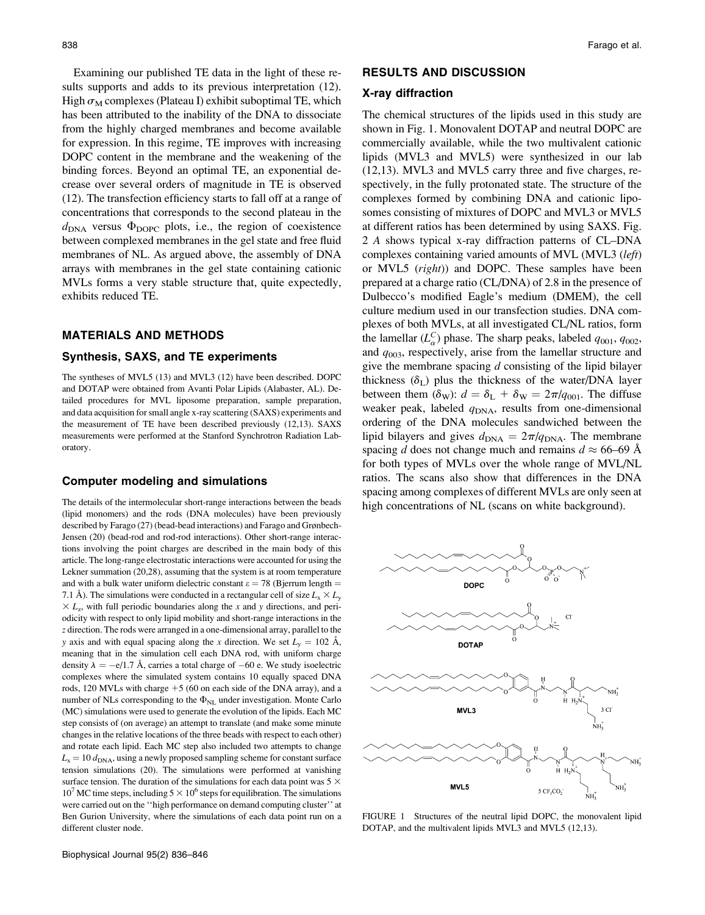Examining our published TE data in the light of these results supports and adds to its previous interpretation (12). High $\sigma_M$ complexes (Plateau I) exhibit suboptimal TE, which has been attributed to the inability of the DNA to dissociate from the highly charged membranes and become available for expression. In this regime, TE improves with increasing DOPC content in the membrane and the weakening of the binding forces. Beyond an optimal TE, an exponential decrease over several orders of magnitude in TE is observed (12). The transfection efficiency starts to fall off at a range of concentrations that corresponds to the second plateau in the $d_{DNA}$ versus $\Phi_{DOPC}$ plots, i.e., the region of coexistence between complexed membranes in the gel state and free fluid membranes of NL. As argued above, the assembly of DNA arrays with membranes in the gel state containing cationic MVLs forms a very stable structure that, quite expectedly, exhibits reduced TE.

## MATERIALS AND METHODS

### Synthesis, SAXS, and TE experiments

The syntheses of MVL5 (13) and MVL3 (12) have been described. DOPC and DOTAP were obtained from Avanti Polar Lipids (Alabaster, AL). Detailed procedures for MVL liposome preparation, sample preparation, and data acquisition for small angle x-ray scattering (SAXS) experiments and the measurement of TE have been described previously (12,13). SAXS measurements were performed at the Stanford Synchrotron Radiation Laboratory.

### Computer modeling and simulations

The details of the intermolecular short-range interactions between the beads (lipid monomers) and the rods (DNA molecules) have been previously described by Farago (27) (bead-bead interactions) and Farago and Grønbech-Jensen (20) (bead-rod and rod-rod interactions). Other short-range interactions involving the point charges are described in the main body of this article. The long-range electrostatic interactions were accounted for using the Lekner summation (20,28), assuming that the system is at room temperature and with a bulk water uniform dielectric constant $\varepsilon = 78$ (Bjerrum length = 7.1 Å). The simulations were conducted in a rectangular cell of size $L_x \times L_y \times L_z$, with full periodic boundaries along the $x$ and $y$ directions, and periodicity with respect to only lipid mobility and short-range interactions in the $z$ direction. The rods were arranged in a one-dimensional array, parallel to the $y$ axis and with equal spacing along the $x$ direction. We set $L_y = 102$ Å, meaning that in the simulation cell each DNA rod, with uniform charge density $\lambda = -e/1.7$ Å, carries a total charge of $-60$ e. We study isoelectric complexes where the simulated system contains 10 equally spaced DNA rods, 120 MVLs with charge +5 (60 on each side of the DNA array), and a number of NLs corresponding to the $\Phi_{NL}$ under investigation. Monte Carlo (MC) simulations were used to generate the evolution of the lipids. Each MC step consists of (on average) an attempt to translate (and make some minute changes in the relative locations of the three beads with respect to each other) and rotate each lipid. Each MC step also included two attempts to change $L_x = 10\, d_{DNA}$, using a newly proposed sampling scheme for constant surface tension simulations (20). The simulations were performed at vanishing surface tension. The duration of the simulations for each data point was $5 \times 10^7$ MC time steps, including $5 \times 10^6$ steps for equilibration. The simulations were carried out on the ''high performance on demand computing cluster'' at Ben Gurion University, where the simulations of each data point run on a different cluster node.

## RESULTS AND DISCUSSION

### X-ray diffraction

The chemical structures of the lipids used in this study are shown in Fig. 1. Monovalent DOTAP and neutral DOPC are commercially available, while the two multivalent cationic lipids (MVL3 and MVL5) were synthesized in our lab (12,13). MVL3 and MVL5 carry three and five charges, respectively, in the fully protonated state. The structure of the complexes formed by combining DNA and cationic liposomes consisting of mixtures of DOPC and MVL3 or MVL5 at different ratios has been determined by using SAXS. Fig. 2 *A* shows typical x-ray diffraction patterns of CL–DNA complexes containing varied amounts of MVL (MVL3 (*left*) or MVL5 (*right*)) and DOPC. These samples have been prepared at a charge ratio (CL/DNA) of 2.8 in the presence of Dulbecco's modified Eagle's medium (DMEM), the cell culture medium used in our transfection studies. DNA complexes of both MVLs, at all investigated CL/NL ratios, form the lamellar ($L_\alpha^C$) phase. The sharp peaks, labeled $q_{001}$, $q_{002}$, and $q_{003}$, respectively, arise from the lamellar structure and give the membrane spacing $d$ consisting of the lipid bilayer thickness ($\delta_L$) plus the thickness of the water/DNA layer between them ($\delta_W$): $d = \delta_L + \delta_W = 2\pi/q_{001}$. The diffuse weaker peak, labeled $q_{DNA}$, results from one-dimensional ordering of the DNA molecules sandwiched between the lipid bilayers and gives $d_{DNA} = 2\pi/q_{DNA}$. The membrane spacing $d$ does not change much and remains $d \approx 66$–69 Å for both types of MVLs over the whole range of MVL/NL ratios. The scans also show that differences in the DNA spacing among complexes of different MVLs are only seen at high concentrations of NL (scans on white background).

FIGURE 1 Structures of the neutral lipid DOPC, the monovalent lipid DOTAP, and the multivalent lipids MVL3 and MVL5 (12,13).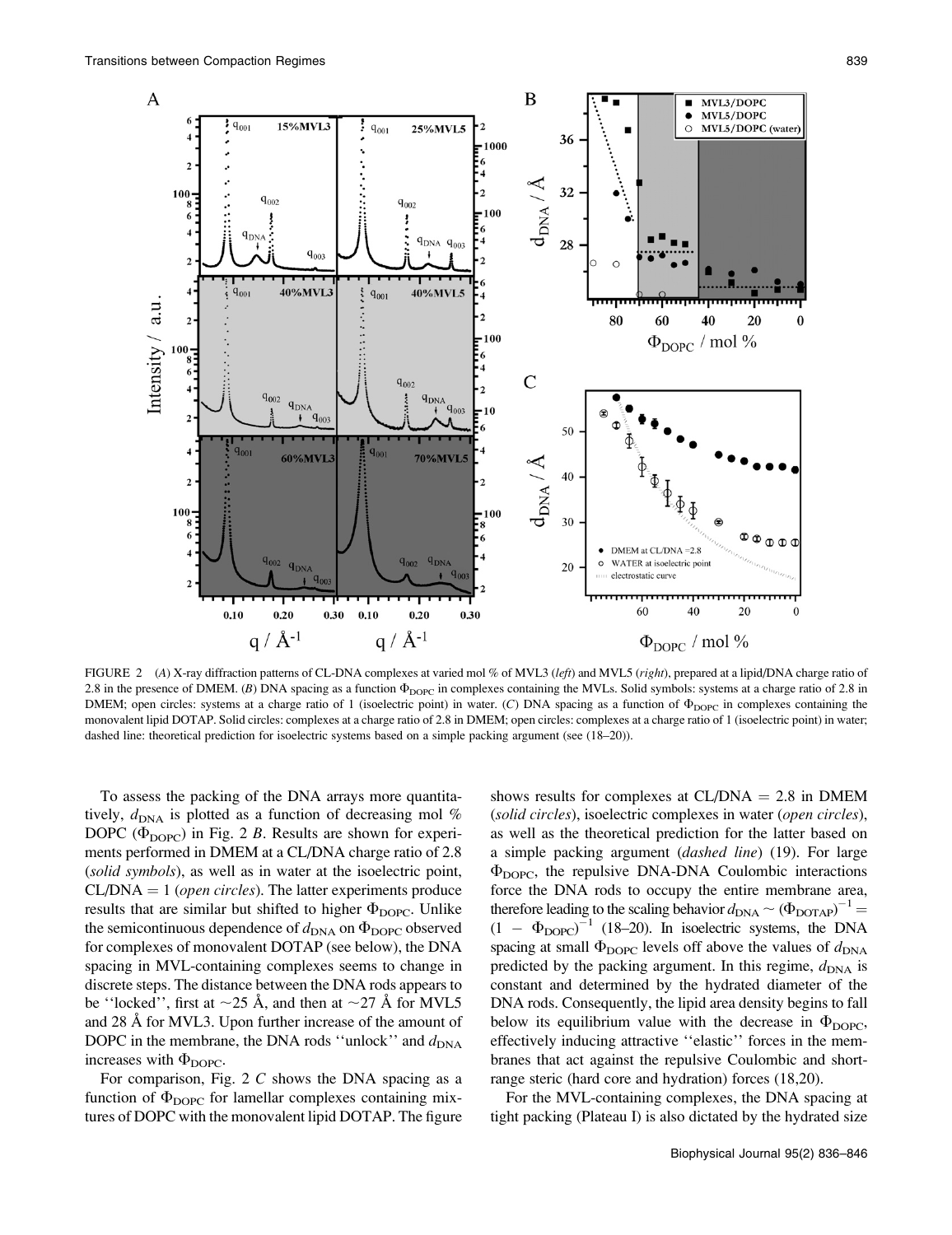FIGURE 2 (*A*) X-ray diffraction patterns of CL-DNA complexes at varied mol % of MVL3 (*left*) and MVL5 (*right*), prepared at a lipid/DNA charge ratio of 2.8 in the presence of DMEM. (*B*) DNA spacing as a function $\Phi_{DOPC}$ in complexes containing the MVLs. Solid symbols: systems at a charge ratio of 2.8 in DMEM; open circles: systems at a charge ratio of 1 (isoelectric point) in water. (*C*) DNA spacing as a function of $\Phi_{DOPC}$ in complexes containing the monovalent lipid DOTAP. Solid circles: complexes at a charge ratio of 2.8 in DMEM; open circles: complexes at a charge ratio of 1 (isoelectric point) in water; dashed line: theoretical prediction for isoelectric systems based on a simple packing argument (see (18–20)).

To assess the packing of the DNA arrays more quantitatively, $d_{DNA}$ is plotted as a function of decreasing mol % DOPC ($\Phi_{DOPC}$) in Fig. 2 *B*. Results are shown for experiments performed in DMEM at a CL/DNA charge ratio of 2.8 (*solid symbols*), as well as in water at the isoelectric point, CL/DNA = 1 (*open circles*). The latter experiments produce results that are similar but shifted to higher $\Phi_{DOPC}$. Unlike the semicontinuous dependence of $d_{DNA}$ on $\Phi_{DOPC}$ observed for complexes of monovalent DOTAP (see below), the DNA spacing in MVL-containing complexes seems to change in discrete steps. The distance between the DNA rods appears to be ''locked'', first at ~25 Å, and then at ~27 Å for MVL5 and 28 Å for MVL3. Upon further increase of the amount of DOPC in the membrane, the DNA rods ''unlock'' and $d_{DNA}$ increases with $\Phi_{DOPC}$.

For comparison, Fig. 2 *C* shows the DNA spacing as a function of $\Phi_{DOPC}$ for lamellar complexes containing mixtures of DOPC with the monovalent lipid DOTAP. The figure shows results for complexes at CL/DNA = 2.8 in DMEM (*solid circles*), isoelectric complexes in water (*open circles*), as well as the theoretical prediction for the latter based on a simple packing argument (*dashed line*) (19). For large $\Phi_{DOPC}$, the repulsive DNA-DNA Coulombic interactions force the DNA rods to occupy the entire membrane area, therefore leading to the scaling behavior $d_{DNA} \sim (\Phi_{DOTAP})^{-1} = (1 - \Phi_{DOPC})^{-1}$ (18–20). In isoelectric systems, the DNA spacing at small $\Phi_{DOPC}$ levels off above the values of $d_{DNA}$ predicted by the packing argument. In this regime, $d_{DNA}$ is constant and determined by the hydrated diameter of the DNA rods. Consequently, the lipid area density begins to fall below its equilibrium value with the decrease in $\Phi_{DOPC}$, effectively inducing attractive ''elastic'' forces in the membranes that act against the repulsive Coulombic and short-range steric (hard core and hydration) forces (18,20).

For the MVL-containing complexes, the DNA spacing at tight packing (Plateau I) is also dictated by the hydrated size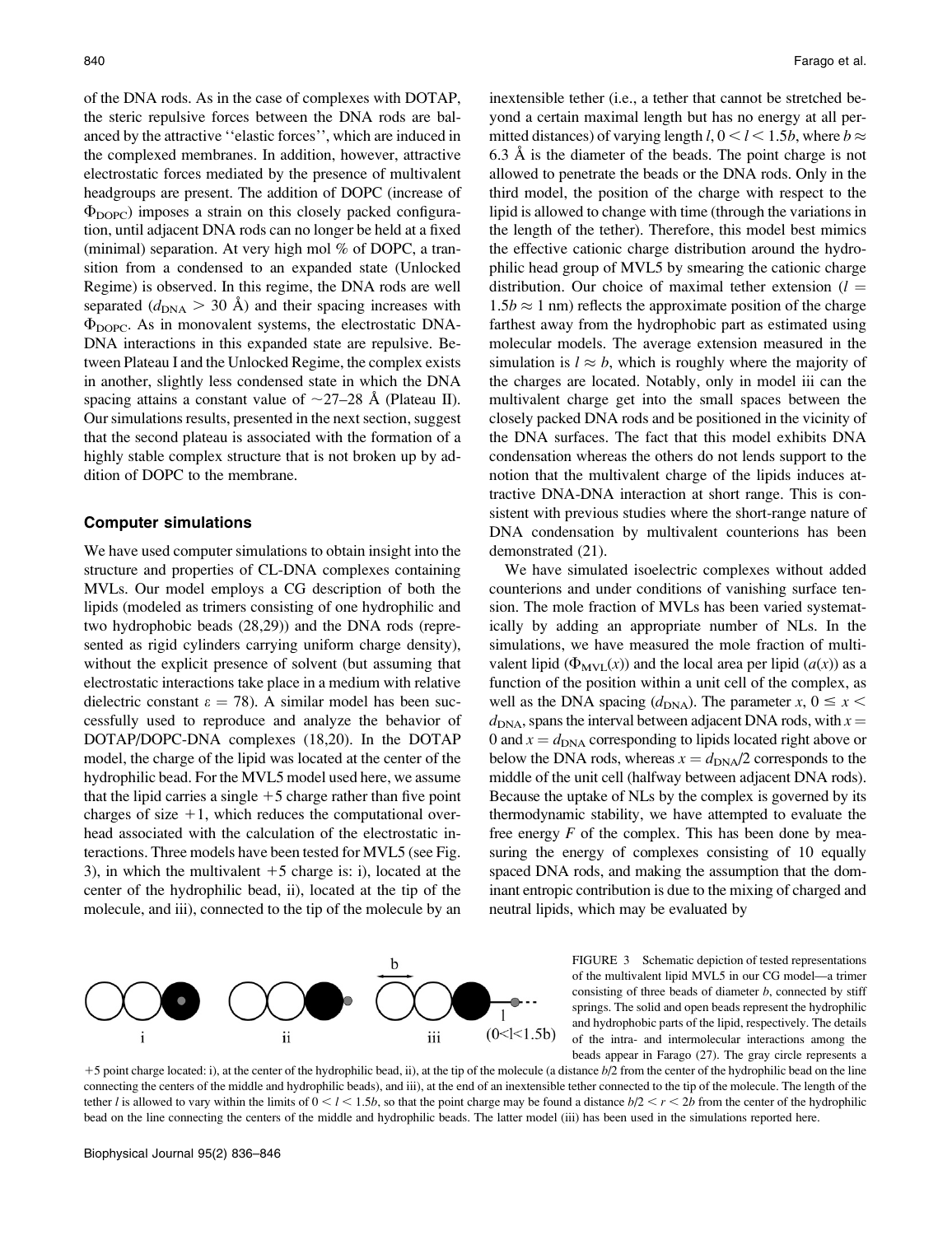of the DNA rods. As in the case of complexes with DOTAP, the steric repulsive forces between the DNA rods are balanced by the attractive ''elastic forces'', which are induced in the complexed membranes. In addition, however, attractive electrostatic forces mediated by the presence of multivalent headgroups are present. The addition of DOPC (increase of $\Phi_{DOPC}$) imposes a strain on this closely packed configuration, until adjacent DNA rods can no longer be held at a fixed (minimal) separation. At very high mol % of DOPC, a transition from a condensed to an expanded state (Unlocked Regime) is observed. In this regime, the DNA rods are well separated ($d_{DNA} > 30$ Å) and their spacing increases with $\Phi_{DOPC}$. As in monovalent systems, the electrostatic DNA-DNA interactions in this expanded state are repulsive. Between Plateau I and the Unlocked Regime, the complex exists in another, slightly less condensed state in which the DNA spacing attains a constant value of ~27–28 Å (Plateau II). Our simulations results, presented in the next section, suggest that the second plateau is associated with the formation of a highly stable complex structure that is not broken up by addition of DOPC to the membrane.

## Computer simulations

We have used computer simulations to obtain insight into the structure and properties of CL-DNA complexes containing MVLs. Our model employs a CG description of both the lipids (modeled as trimers consisting of one hydrophilic and two hydrophobic beads (28,29)) and the DNA rods (represented as rigid cylinders carrying uniform charge density), without the explicit presence of solvent (but assuming that electrostatic interactions take place in a medium with relative dielectric constant $\varepsilon = 78$). A similar model has been successfully used to reproduce and analyze the behavior of DOTAP/DOPC-DNA complexes (18,20). In the DOTAP model, the charge of the lipid was located at the center of the hydrophilic bead. For the MVL5 model used here, we assume that the lipid carries a single +5 charge rather than five point charges of size +1, which reduces the computational overhead associated with the calculation of the electrostatic interactions. Three models have been tested for MVL5 (see Fig. 3), in which the multivalent +5 charge is: i), located at the center of the hydrophilic bead, ii), located at the tip of the molecule, and iii), connected to the tip of the molecule by an inextensible tether (i.e., a tether that cannot be stretched beyond a certain maximal length but has no energy at all permitted distances) of varying length $l$, $0 < l < 1.5b$, where $b \approx 6.3$ Å is the diameter of the beads. The point charge is not allowed to penetrate the beads or the DNA rods. Only in the third model, the position of the charge with respect to the lipid is allowed to change with time (through the variations in the length of the tether). Therefore, this model best mimics the effective cationic charge distribution around the hydrophilic head group of MVL5 by smearing the cationic charge distribution. Our choice of maximal tether extension ($l = 1.5b \approx 1$ nm) reflects the approximate position of the charge farthest away from the hydrophobic part as estimated using molecular models. The average extension measured in the simulation is $l \approx b$, which is roughly where the majority of the charges are located. Notably, only in model iii can the multivalent charge get into the small spaces between the closely packed DNA rods and be positioned in the vicinity of the DNA surfaces. The fact that this model exhibits DNA condensation whereas the others do not lends support to the notion that the multivalent charge of the lipids induces attractive DNA-DNA interaction at short range. This is consistent with previous studies where the short-range nature of DNA condensation by multivalent counterions has been demonstrated (21).

We have simulated isoelectric complexes without added counterions and under conditions of vanishing surface tension. The mole fraction of MVLs has been varied systematically by adding an appropriate number of NLs. In the simulations, we have measured the mole fraction of multivalent lipid ($\Phi_{MVL}(x)$) and the local area per lipid ($a(x)$) as a function of the position within a unit cell of the complex, as well as the DNA spacing ($d_{DNA}$). The parameter $x$, $0 \leq x < d_{DNA}$, spans the interval between adjacent DNA rods, with $x = 0$ and $x = d_{DNA}$ corresponding to lipids located right above or below the DNA rods, whereas $x = d_{DNA}/2$ corresponds to the middle of the unit cell (halfway between adjacent DNA rods). Because the uptake of NLs by the complex is governed by its thermodynamic stability, we have attempted to evaluate the free energy $F$ of the complex. This has been done by measuring the energy of complexes consisting of 10 equally spaced DNA rods, and making the assumption that the dominant entropic contribution is due to the mixing of charged and neutral lipids, which may be evaluated by

FIGURE 3 Schematic depiction of tested representations of the multivalent lipid MVL5 in our CG model—a trimer consisting of three beads of diameter $b$, connected by stiff springs. The solid and open beads represent the hydrophilic and hydrophobic parts of the lipid, respectively. The details of the intra- and intermolecular interactions among the beads appear in Farago (27). The gray circle represents a +5 point charge located: i), at the center of the hydrophilic bead, ii), at the tip of the molecule (a distance $b/2$ from the center of the hydrophilic bead on the line connecting the centers of the middle and hydrophilic beads), and iii), at the end of an inextensible tether connected to the tip of the molecule. The length of the tether $l$ is allowed to vary within the limits of $0 < l < 1.5b$, so that the point charge may be found a distance $b/2 < r < 2b$ from the center of the hydrophilic bead on the line connecting the centers of the middle and hydrophilic beads. The latter model (iii) has been used in the simulations reported here.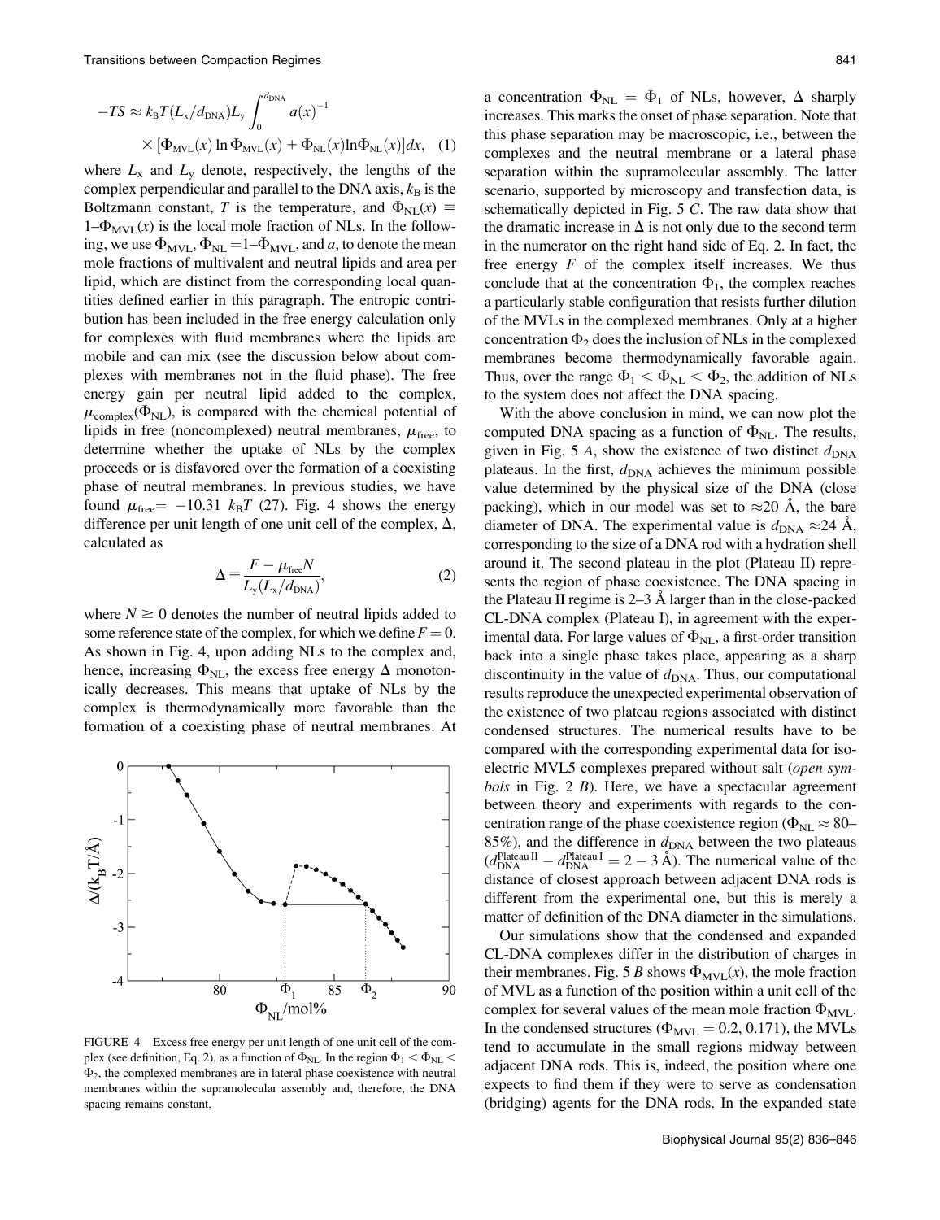$$-TS \approx k_B T (L_x/d_{DNA}) L_y \int_0^{d_{DNA}} a(x)^{-1} \times [\Phi_{MVL}(x)\ln\Phi_{MVL}(x) + \Phi_{NL}(x)\ln\Phi_{NL}(x)]dx, \quad (1)$$

where $L_x$ and $L_y$ denote, respectively, the lengths of the complex perpendicular and parallel to the DNA axis, $k_B$ is the Boltzmann constant, $T$ is the temperature, and $\Phi_{NL}(x) \equiv 1-\Phi_{MVL}(x)$ is the local mole fraction of NLs. In the following, we use $\Phi_{MVL}$, $\Phi_{NL}=1-\Phi_{MVL}$, and $a$, to denote the mean mole fractions of multivalent and neutral lipids and area per lipid, which are distinct from the corresponding local quantities defined earlier in this paragraph. The entropic contribution has been included in the free energy calculation only for complexes with fluid membranes where the lipids are mobile and can mix (see the discussion below about complexes with membranes not in the fluid phase). The free energy gain per neutral lipid added to the complex, $\mu_{complex}(\Phi_{NL})$, is compared with the chemical potential of lipids in free (noncomplexed) neutral membranes, $\mu_{free}$, to determine whether the uptake of NLs by the complex proceeds or is disfavored over the formation of a coexisting phase of neutral membranes. In previous studies, we have found $\mu_{free} = -10.31\ k_BT$ (27). Fig. 4 shows the energy difference per unit length of one unit cell of the complex, $\Delta$, calculated as

$$\Delta \equiv \frac{F - \mu_{free} N}{L_y(L_x/d_{DNA})}, \quad (2)$$

where $N \geq 0$ denotes the number of neutral lipids added to some reference state of the complex, for which we define $F = 0$. As shown in Fig. 4, upon adding NLs to the complex and, hence, increasing $\Phi_{NL}$, the excess free energy $\Delta$ monotonically decreases. This means that uptake of NLs by the complex is thermodynamically more favorable than the formation of a coexisting phase of neutral membranes. At a concentration $\Phi_{NL} = \Phi_1$ of NLs, however, $\Delta$ sharply increases. This marks the onset of phase separation. Note that this phase separation may be macroscopic, i.e., between the complexes and the neutral membrane or a lateral phase separation within the supramolecular assembly. The latter scenario, supported by microscopy and transfection data, is schematically depicted in Fig. 5 *C*. The raw data show that the dramatic increase in $\Delta$ is not only due to the second term in the numerator on the right hand side of Eq. 2. In fact, the free energy $F$ of the complex itself increases. We thus conclude that at the concentration $\Phi_1$, the complex reaches a particularly stable configuration that resists further dilution of the MVLs in the complexed membranes. Only at a higher concentration $\Phi_2$ does the inclusion of NLs in the complexed membranes become thermodynamically favorable again. Thus, over the range $\Phi_1 < \Phi_{NL} < \Phi_2$, the addition of NLs to the system does not affect the DNA spacing.

FIGURE 4 Excess free energy per unit length of one unit cell of the complex (see definition, Eq. 2), as a function of $\Phi_{NL}$. In the region $\Phi_1 < \Phi_{NL} < \Phi_2$, the complexed membranes are in lateral phase coexistence with neutral membranes within the supramolecular assembly and, therefore, the DNA spacing remains constant.

With the above conclusion in mind, we can now plot the computed DNA spacing as a function of $\Phi_{NL}$. The results, given in Fig. 5 *A*, show the existence of two distinct $d_{DNA}$ plateaus. In the first, $d_{DNA}$ achieves the minimum possible value determined by the physical size of the DNA (close packing), which in our model was set to $\approx$20 Å, the bare diameter of DNA. The experimental value is $d_{DNA} \approx$24 Å, corresponding to the size of a DNA rod with a hydration shell around it. The second plateau in the plot (Plateau II) represents the region of phase coexistence. The DNA spacing in the Plateau II regime is 2–3 Å larger than in the close-packed CL-DNA complex (Plateau I), in agreement with the experimental data. For large values of $\Phi_{NL}$, a first-order transition back into a single phase takes place, appearing as a sharp discontinuity in the value of $d_{DNA}$. Thus, our computational results reproduce the unexpected experimental observation of the existence of two plateau regions associated with distinct condensed structures. The numerical results have to be compared with the corresponding experimental data for isoelectric MVL5 complexes prepared without salt (*open symbols* in Fig. 2 *B*). Here, we have a spectacular agreement between theory and experiments with regards to the concentration range of the phase coexistence region ($\Phi_{NL} \approx$ 80–85%), and the difference in $d_{DNA}$ between the two plateaus ($d_{DNA}^{Plateau\,II} - d_{DNA}^{Plateau\,I} = 2-3$ Å). The numerical value of the distance of closest approach between adjacent DNA rods is different from the experimental one, but this is merely a matter of definition of the DNA diameter in the simulations.

Our simulations show that the condensed and expanded CL-DNA complexes differ in the distribution of charges in their membranes. Fig. 5 *B* shows $\Phi_{MVL}(x)$, the mole fraction of MVL as a function of the position within a unit cell of the complex for several values of the mean mole fraction $\Phi_{MVL}$. In the condensed structures ($\Phi_{MVL} = 0.2, 0.171$), the MVLs tend to accumulate in the small regions midway between adjacent DNA rods. This is, indeed, the position where one expects to find them if they were to serve as condensation (bridging) agents for the DNA rods. In the expanded state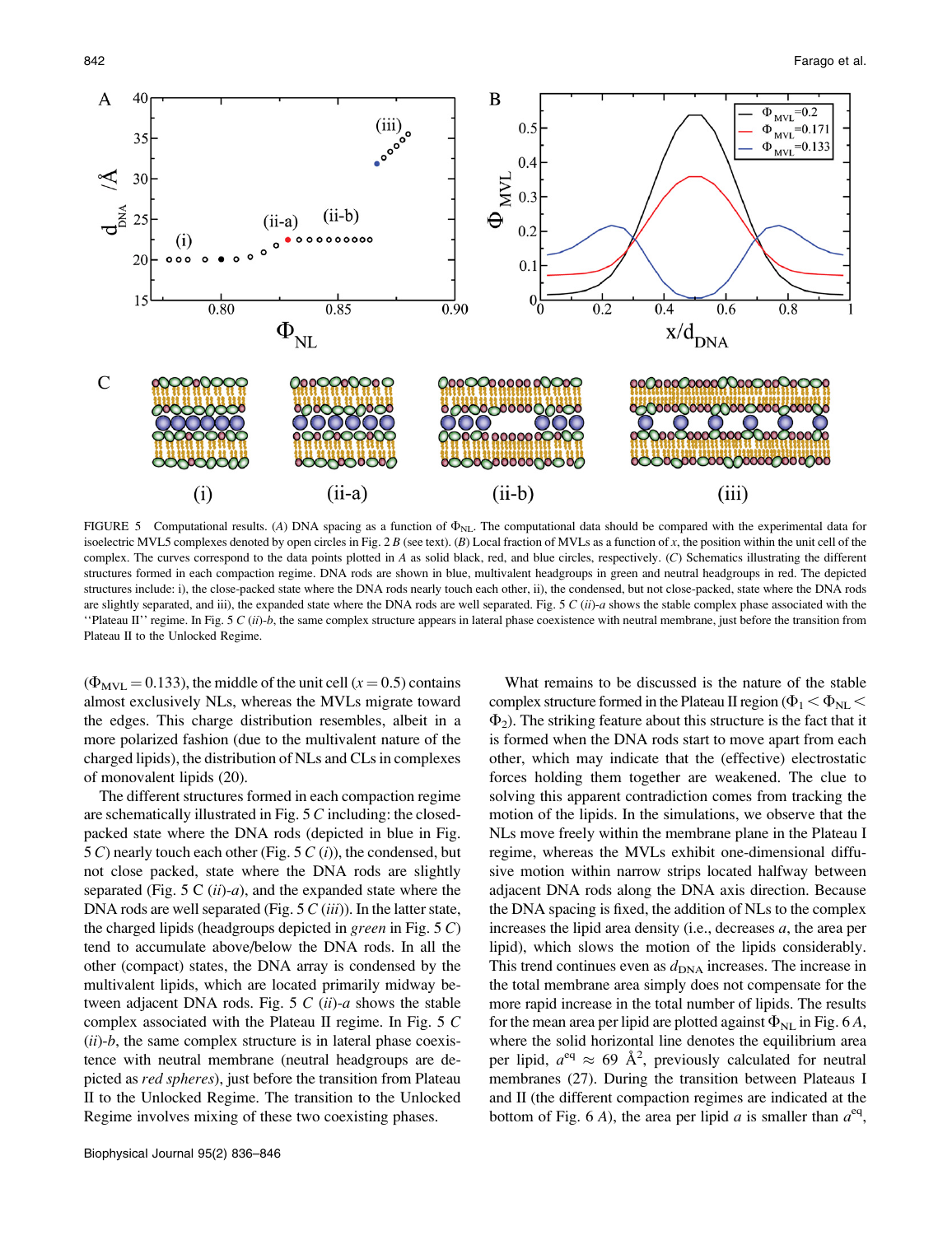FIGURE 5 Computational results. (*A*) DNA spacing as a function of $\Phi_{NL}$. The computational data should be compared with the experimental data for isoelectric MVL5 complexes denoted by open circles in Fig. 2 *B* (see text). (*B*) Local fraction of MVLs as a function of *x*, the position within the unit cell of the complex. The curves correspond to the data points plotted in *A* as solid black, red, and blue circles, respectively. (*C*) Schematics illustrating the different structures formed in each compaction regime. DNA rods are shown in blue, multivalent headgroups in green and neutral headgroups in red. The depicted structures include: i), the close-packed state where the DNA rods nearly touch each other, ii), the condensed, but not close-packed, state where the DNA rods are slightly separated, and iii), the expanded state where the DNA rods are well separated. Fig. 5 *C* (*ii*)-*a* shows the stable complex phase associated with the "Plateau II" regime. In Fig. 5 *C* (*ii*)-*b*, the same complex structure appears in lateral phase coexistence with neutral membrane, just before the transition from Plateau II to the Unlocked Regime.

($\Phi_{MVL} = 0.133$), the middle of the unit cell ($x = 0.5$) contains almost exclusively NLs, whereas the MVLs migrate toward the edges. This charge distribution resembles, albeit in a more polarized fashion (due to the multivalent nature of the charged lipids), the distribution of NLs and CLs in complexes of monovalent lipids (20).

The different structures formed in each compaction regime are schematically illustrated in Fig. 5 *C* including: the close-packed state where the DNA rods (depicted in blue in Fig. 5 *C*) nearly touch each other (Fig. 5 *C* (*i*)), the condensed, but not close packed, state where the DNA rods are slightly separated (Fig. 5 C (*ii*)-*a*), and the expanded state where the DNA rods are well separated (Fig. 5 *C* (*iii*)). In the latter state, the charged lipids (headgroups depicted in *green* in Fig. 5 *C*) tend to accumulate above/below the DNA rods. In all the other (compact) states, the DNA array is condensed by the multivalent lipids, which are located primarily midway between adjacent DNA rods. Fig. 5 *C* (*ii*)-*a* shows the stable complex associated with the Plateau II regime. In Fig. 5 *C* (*ii*)-*b*, the same complex structure is in lateral phase coexistence with neutral membrane (neutral headgroups are depicted as *red spheres*), just before the transition from Plateau II to the Unlocked Regime. The transition to the Unlocked Regime involves mixing of these two coexisting phases.

What remains to be discussed is the nature of the stable complex structure formed in the Plateau II region ($\Phi_1 < \Phi_{NL} < \Phi_2$). The striking feature about this structure is the fact that it is formed when the DNA rods start to move apart from each other, which may indicate that the (effective) electrostatic forces holding them together are weakened. The clue to solving this apparent contradiction comes from tracking the motion of the lipids. In the simulations, we observe that the NLs move freely within the membrane plane in the Plateau I regime, whereas the MVLs exhibit one-dimensional diffusive motion within narrow strips located halfway between adjacent DNA rods along the DNA axis direction. Because the DNA spacing is fixed, the addition of NLs to the complex increases the lipid area density (i.e., decreases *a*, the area per lipid), which slows the motion of the lipids considerably. This trend continues even as $d_{DNA}$ increases. The increase in the total membrane area simply does not compensate for the more rapid increase in the total number of lipids. The results for the mean area per lipid are plotted against $\Phi_{NL}$ in Fig. 6 *A*, where the solid horizontal line denotes the equilibrium area per lipid, $a^{eq} \approx 69$ Å$^2$, previously calculated for neutral membranes (27). During the transition between Plateaus I and II (the different compaction regimes are indicated at the bottom of Fig. 6 *A*), the area per lipid *a* is smaller than $a^{eq}$,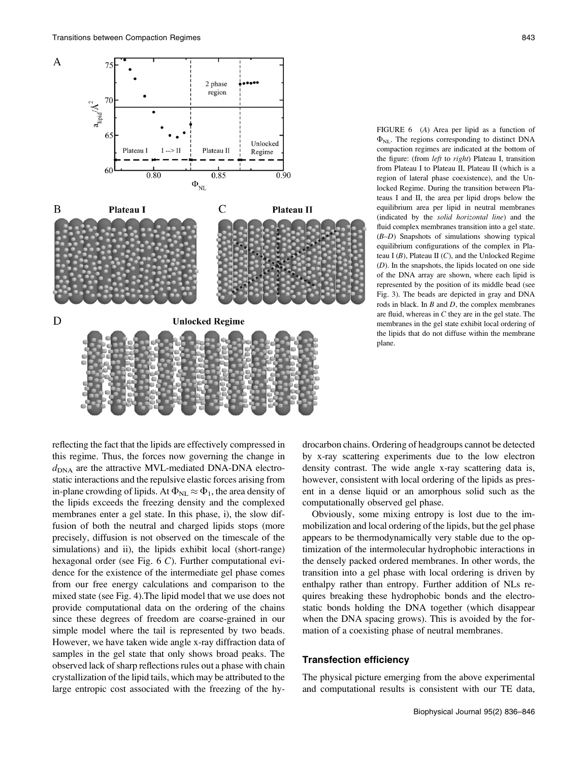A

75

70

65

60

$a_{lipid}/\text{Å}^2$

0.80 0.85 0.90

$\Phi_{NL}$

2 phase region

Plateau I

I --> II

Plateau II

Unlocked Regime

B **Plateau I**

C **Plateau II**

D **Unlocked Regime**

FIGURE 6 (*A*) Area per lipid as a function of $\Phi_{NL}$. The regions corresponding to distinct DNA compaction regimes are indicated at the bottom of the figure: (from *left* to *right*) Plateau I, transition from Plateau I to Plateau II, Plateau II (which is a region of lateral phase coexistence), and the Unlocked Regime. During the transition between Plateaus I and II, the area per lipid drops below the equilibrium area per lipid in neutral membranes (indicated by the *solid horizontal line*) and the fluid complex membranes transition into a gel state. (*B–D*) Snapshots of simulations showing typical equilibrium configurations of the complex in Plateau I (*B*), Plateau II (*C*), and the Unlocked Regime (*D*). In the snapshots, the lipids located on one side of the DNA array are shown, where each lipid is represented by the position of its middle bead (see Fig. 3). The beads are depicted in gray and DNA rods in black. In *B* and *D*, the complex membranes are fluid, whereas in *C* they are in the gel state. The membranes in the gel state exhibit local ordering of the lipids that do not diffuse within the membrane plane.

reflecting the fact that the lipids are effectively compressed in this regime. Thus, the forces now governing the change in $d_{DNA}$ are the attractive MVL-mediated DNA-DNA electrostatic interactions and the repulsive elastic forces arising from in-plane crowding of lipids. At $\Phi_{NL} \approx \Phi_1$, the area density of the lipids exceeds the freezing density and the complexed membranes enter a gel state. In this phase, i), the slow diffusion of both the neutral and charged lipids stops (more precisely, diffusion is not observed on the timescale of the simulations) and ii), the lipids exhibit local (short-range) hexagonal order (see Fig. 6 *C*). Further computational evidence for the existence of the intermediate gel phase comes from our free energy calculations and comparison to the mixed state (see Fig. 4).The lipid model that we use does not provide computational data on the ordering of the chains since these degrees of freedom are coarse-grained in our simple model where the tail is represented by two beads. However, we have taken wide angle x-ray diffraction data of samples in the gel state that only shows broad peaks. The observed lack of sharp reflections rules out a phase with chain crystallization of the lipid tails, which may be attributed to the large entropic cost associated with the freezing of the hydrocarbon chains. Ordering of headgroups cannot be detected by x-ray scattering experiments due to the low electron density contrast. The wide angle x-ray scattering data is, however, consistent with local ordering of the lipids as present in a dense liquid or an amorphous solid such as the computationally observed gel phase.

Obviously, some mixing entropy is lost due to the immobilization and local ordering of the lipids, but the gel phase appears to be thermodynamically very stable due to the optimization of the intermolecular hydrophobic interactions in the densely packed ordered membranes. In other words, the transition into a gel phase with local ordering is driven by enthalpy rather than entropy. Further addition of NLs requires breaking these hydrophobic bonds and the electrostatic bonds holding the DNA together (which disappear when the DNA spacing grows). This is avoided by the formation of a coexisting phase of neutral membranes.

### Transfection efficiency

The physical picture emerging from the above experimental and computational results is consistent with our TE data,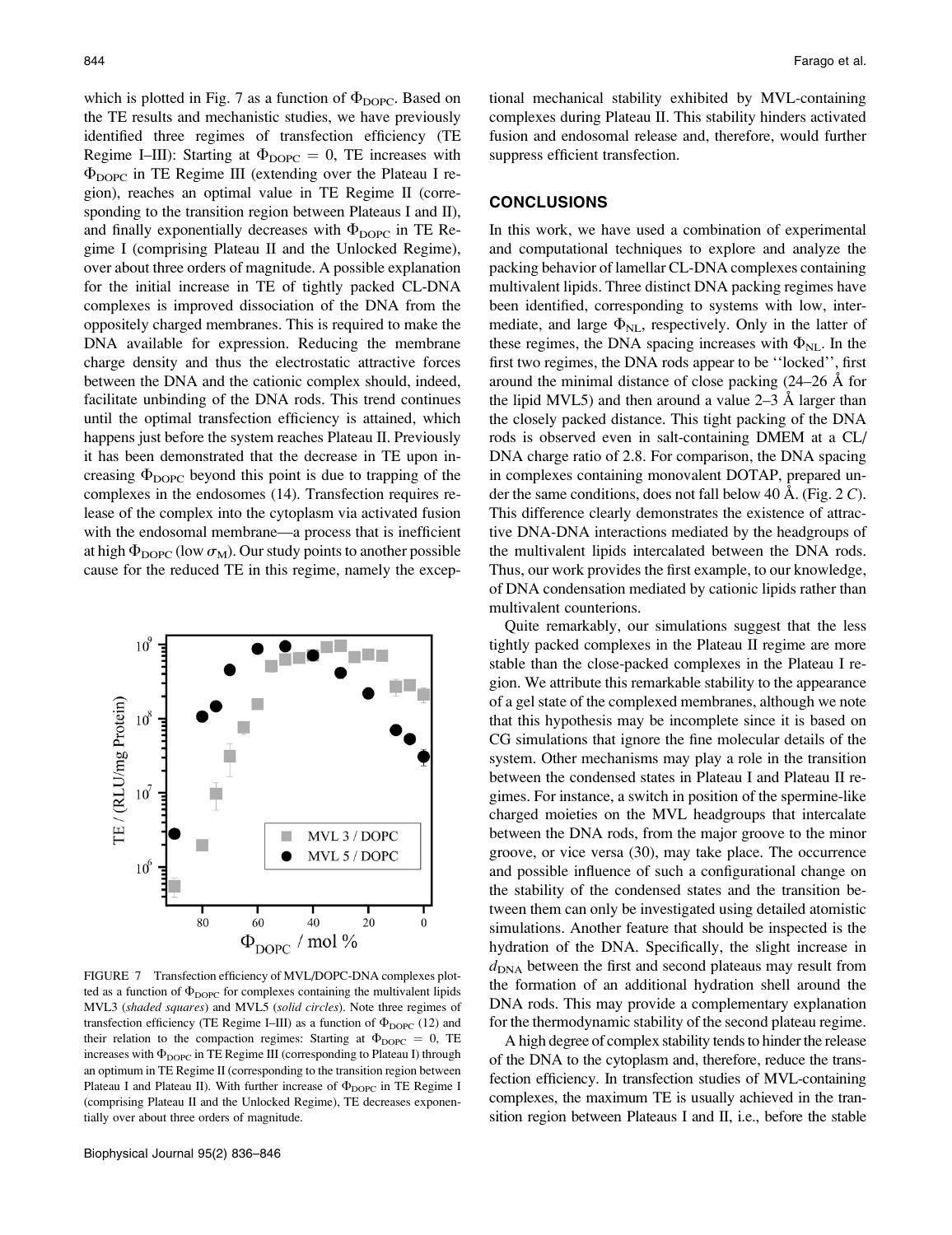which is plotted in Fig. 7 as a function of $\Phi_{DOPC}$. Based on the TE results and mechanistic studies, we have previously identified three regimes of transfection efficiency (TE Regime I–III): Starting at $\Phi_{DOPC} = 0$, TE increases with $\Phi_{DOPC}$ in TE Regime III (extending over the Plateau I region), reaches an optimal value in TE Regime II (corresponding to the transition region between Plateaus I and II), and finally exponentially decreases with $\Phi_{DOPC}$ in TE Regime I (comprising Plateau II and the Unlocked Regime), over about three orders of magnitude. A possible explanation for the initial increase in TE of tightly packed CL-DNA complexes is improved dissociation of the DNA from the oppositely charged membranes. This is required to make the DNA available for expression. Reducing the membrane charge density and thus the electrostatic attractive forces between the DNA and the cationic complex should, indeed, facilitate unbinding of the DNA rods. This trend continues until the optimal transfection efficiency is attained, which happens just before the system reaches Plateau II. Previously it has been demonstrated that the decrease in TE upon increasing $\Phi_{DOPC}$ beyond this point is due to trapping of the complexes in the endosomes (14). Transfection requires release of the complex into the cytoplasm via activated fusion with the endosomal membrane—a process that is inefficient at high $\Phi_{DOPC}$ (low $\sigma_M$). Our study points to another possible cause for the reduced TE in this regime, namely the exceptional mechanical stability exhibited by MVL-containing complexes during Plateau II. This stability hinders activated fusion and endosomal release and, therefore, would further suppress efficient transfection.

FIGURE 7 Transfection efficiency of MVL/DOPC-DNA complexes plotted as a function of $\Phi_{DOPC}$ for complexes containing the multivalent lipids MVL3 (*shaded squares*) and MVL5 (*solid circles*). Note three regimes of transfection efficiency (TE Regime I–III) as a function of $\Phi_{DOPC}$ (12) and their relation to the compaction regimes: Starting at $\Phi_{DOPC} = 0$, TE increases with $\Phi_{DOPC}$ in TE Regime III (corresponding to Plateau I) through an optimum in TE Regime II (corresponding to the transition region between Plateau I and Plateau II). With further increase of $\Phi_{DOPC}$ in TE Regime I (comprising Plateau II and the Unlocked Regime), TE decreases exponentially over about three orders of magnitude.

## CONCLUSIONS

In this work, we have used a combination of experimental and computational techniques to explore and analyze the packing behavior of lamellar CL-DNA complexes containing multivalent lipids. Three distinct DNA packing regimes have been identified, corresponding to systems with low, intermediate, and large $\Phi_{NL}$, respectively. Only in the latter of these regimes, the DNA spacing increases with $\Phi_{NL}$. In the first two regimes, the DNA rods appear to be ''locked'', first around the minimal distance of close packing (24–26 Å for the lipid MVL5) and then around a value 2–3 Å larger than the closely packed distance. This tight packing of the DNA rods is observed even in salt-containing DMEM at a CL/DNA charge ratio of 2.8. For comparison, the DNA spacing in complexes containing monovalent DOTAP, prepared under the same conditions, does not fall below 40 Å. (Fig. 2 *C*). This difference clearly demonstrates the existence of attractive DNA-DNA interactions mediated by the headgroups of the multivalent lipids intercalated between the DNA rods. Thus, our work provides the first example, to our knowledge, of DNA condensation mediated by cationic lipids rather than multivalent counterions.

Quite remarkably, our simulations suggest that the less tightly packed complexes in the Plateau II regime are more stable than the close-packed complexes in the Plateau I region. We attribute this remarkable stability to the appearance of a gel state of the complexed membranes, although we note that this hypothesis may be incomplete since it is based on CG simulations that ignore the fine molecular details of the system. Other mechanisms may play a role in the transition between the condensed states in Plateau I and Plateau II regimes. For instance, a switch in position of the spermine-like charged moieties on the MVL headgroups that intercalate between the DNA rods, from the major groove to the minor groove, or vice versa (30), may take place. The occurrence and possible influence of such a configurational change on the stability of the condensed states and the transition between them can only be investigated using detailed atomistic simulations. Another feature that should be inspected is the hydration of the DNA. Specifically, the slight increase in $d_{DNA}$ between the first and second plateaus may result from the formation of an additional hydration shell around the DNA rods. This may provide a complementary explanation for the thermodynamic stability of the second plateau regime.

A high degree of complex stability tends to hinder the release of the DNA to the cytoplasm and, therefore, reduce the transfection efficiency. In transfection studies of MVL-containing complexes, the maximum TE is usually achieved in the transition region between Plateaus I and II, i.e., before the stable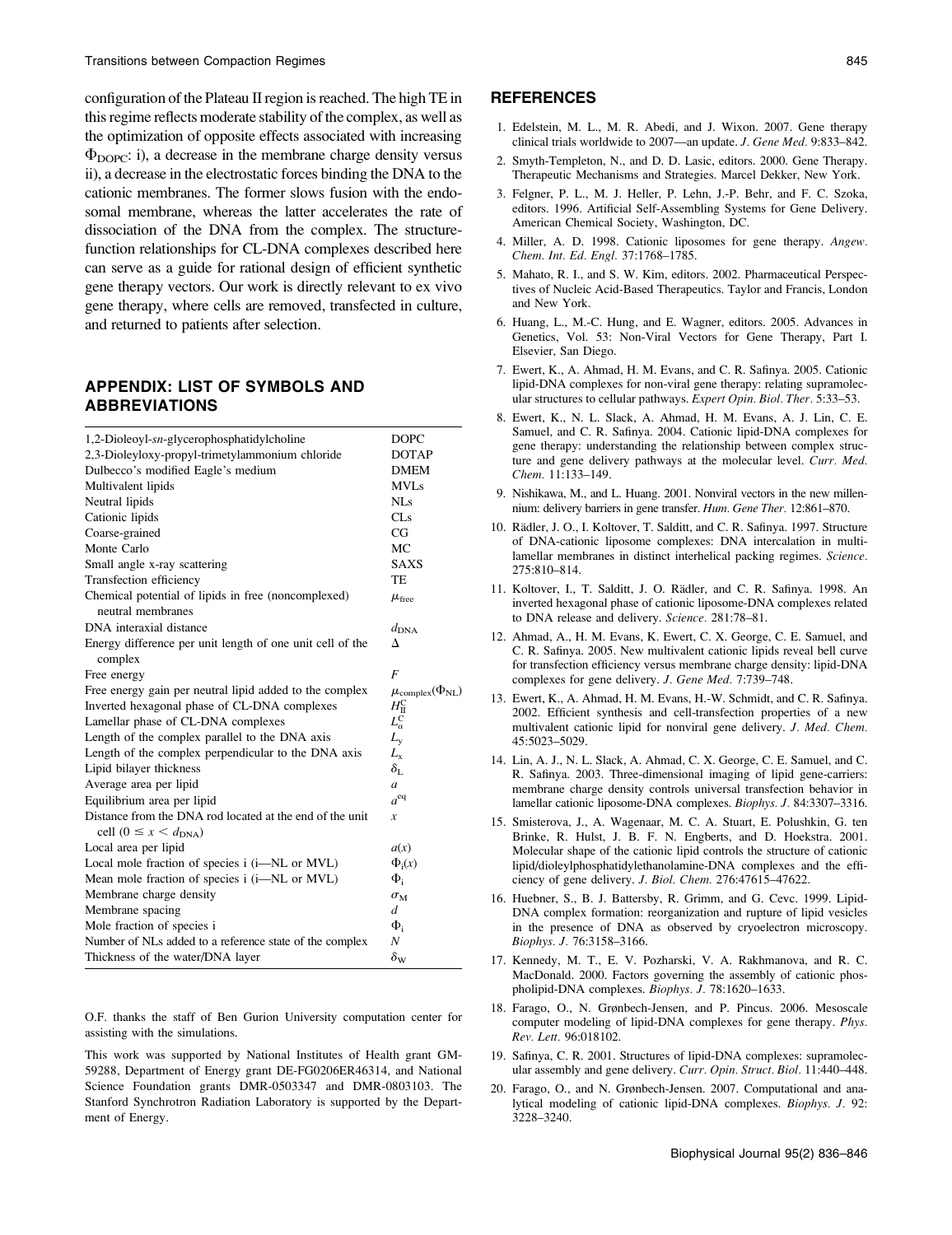configuration of the Plateau II region is reached. The high TE in this regime reflects moderate stability of the complex, as well as the optimization of opposite effects associated with increasing $\Phi_{DOPC}$: i), a decrease in the membrane charge density versus ii), a decrease in the electrostatic forces binding the DNA to the cationic membranes. The former slows fusion with the endosomal membrane, whereas the latter accelerates the rate of dissociation of the DNA from the complex. The structure-function relationships for CL-DNA complexes described here can serve as a guide for rational design of efficient synthetic gene therapy vectors. Our work is directly relevant to ex vivo gene therapy, where cells are removed, transfected in culture, and returned to patients after selection.

## APPENDIX: LIST OF SYMBOLS AND ABBREVIATIONS

| | |
|---|---|
| 1,2-Dioleoyl-*sn*-glycerophosphatidylcholine | DOPC |
| 2,3-Dioleyloxy-propyl-trimetylammonium chloride | DOTAP |
| Dulbecco's modified Eagle's medium | DMEM |
| Multivalent lipids | MVLs |
| Neutral lipids | NLs |
| Cationic lipids | CLs |
| Coarse-grained | CG |
| Monte Carlo | MC |
| Small angle x-ray scattering | SAXS |
| Transfection efficiency | TE |
| Chemical potential of lipids in free (noncomplexed) neutral membranes | $\mu_{free}$ |
| DNA interaxial distance | $d_{DNA}$ |
| Energy difference per unit length of one unit cell of the complex | $\Delta$ |
| Free energy | $F$ |
| Free energy gain per neutral lipid added to the complex | $\mu_{complex}(\Phi_{NL})$ |
| Inverted hexagonal phase of CL-DNA complexes | $H_{II}^{C}$ |
| Lamellar phase of CL-DNA complexes | $L_{\alpha}^{C}$ |
| Length of the complex parallel to the DNA axis | $L_y$ |
| Length of the complex perpendicular to the DNA axis | $L_x$ |
| Lipid bilayer thickness | $\delta_L$ |
| Average area per lipid | $a$ |
| Equilibrium area per lipid | $a^{eq}$ |
| Distance from the DNA rod located at the end of the unit cell ($0 \leq x < d_{DNA}$) | $x$ |
| Local area per lipid | $a(x)$ |
| Local mole fraction of species i (i—NL or MVL) | $\Phi_i(x)$ |
| Mean mole fraction of species i (i—NL or MVL) | $\Phi_i$ |
| Membrane charge density | $\sigma_M$ |
| Membrane spacing | $d$ |
| Mole fraction of species i | $\Phi_i$ |
| Number of NLs added to a reference state of the complex | $N$ |
| Thickness of the water/DNA layer | $\delta_W$ |

O.F. thanks the staff of Ben Gurion University computation center for assisting with the simulations.

This work was supported by National Institutes of Health grant GM-59288, Department of Energy grant DE-FG0206ER46314, and National Science Foundation grants DMR-0503347 and DMR-0803103. The Stanford Synchrotron Radiation Laboratory is supported by the Department of Energy.

## REFERENCES

1. Edelstein, M. L., M. R. Abedi, and J. Wixon. 2007. Gene therapy clinical trials worldwide to 2007—an update. *J. Gene Med.* 9:833–842.
2. Smyth-Templeton, N., and D. D. Lasic, editors. 2000. Gene Therapy. Therapeutic Mechanisms and Strategies. Marcel Dekker, New York.
3. Felgner, P. L., M. J. Heller, P. Lehn, J.-P. Behr, and F. C. Szoka, editors. 1996. Artificial Self-Assembling Systems for Gene Delivery. American Chemical Society, Washington, DC.
4. Miller, A. D. 1998. Cationic liposomes for gene therapy. *Angew. Chem. Int. Ed. Engl.* 37:1768–1785.
5. Mahato, R. I., and S. W. Kim, editors. 2002. Pharmaceutical Perspectives of Nucleic Acid-Based Therapeutics. Taylor and Francis, London and New York.
6. Huang, L., M.-C. Hung, and E. Wagner, editors. 2005. Advances in Genetics, Vol. 53: Non-Viral Vectors for Gene Therapy, Part I. Elsevier, San Diego.
7. Ewert, K., A. Ahmad, H. M. Evans, and C. R. Safinya. 2005. Cationic lipid-DNA complexes for non-viral gene therapy: relating supramolecular structures to cellular pathways. *Expert Opin. Biol. Ther.* 5:33–53.
8. Ewert, K., N. L. Slack, A. Ahmad, H. M. Evans, A. J. Lin, C. E. Samuel, and C. R. Safinya. 2004. Cationic lipid-DNA complexes for gene therapy: understanding the relationship between complex structure and gene delivery pathways at the molecular level. *Curr. Med. Chem.* 11:133–149.
9. Nishikawa, M., and L. Huang. 2001. Nonviral vectors in the new millennium: delivery barriers in gene transfer. *Hum. Gene Ther.* 12:861–870.
10. Rädler, J. O., I. Koltover, T. Salditt, and C. R. Safinya. 1997. Structure of DNA-cationic liposome complexes: DNA intercalation in multilamellar membranes in distinct interhelical packing regimes. *Science.* 275:810–814.
11. Koltover, I., T. Salditt, J. O. Rädler, and C. R. Safinya. 1998. An inverted hexagonal phase of cationic liposome-DNA complexes related to DNA release and delivery. *Science.* 281:78–81.
12. Ahmad, A., H. M. Evans, K. Ewert, C. X. George, C. E. Samuel, and C. R. Safinya. 2005. New multivalent cationic lipids reveal bell curve for transfection efficiency versus membrane charge density: lipid-DNA complexes for gene delivery. *J. Gene Med.* 7:739–748.
13. Ewert, K., A. Ahmad, H. M. Evans, H.-W. Schmidt, and C. R. Safinya. 2002. Efficient synthesis and cell-transfection properties of a new multivalent cationic lipid for nonviral gene delivery. *J. Med. Chem.* 45:5023–5029.
14. Lin, A. J., N. L. Slack, A. Ahmad, C. X. George, C. E. Samuel, and C. R. Safinya. 2003. Three-dimensional imaging of lipid gene-carriers: membrane charge density controls universal transfection behavior in lamellar cationic liposome-DNA complexes. *Biophys. J.* 84:3307–3316.
15. Smisterova, J., A. Wagenaar, M. C. A. Stuart, E. Polushkin, G. ten Brinke, R. Hulst, J. B. F. N. Engberts, and D. Hoekstra. 2001. Molecular shape of the cationic lipid controls the structure of cationic lipid/dioleylphosphatidylethanolamine-DNA complexes and the efficiency of gene delivery. *J. Biol. Chem.* 276:47615–47622.
16. Huebner, S., B. J. Battersby, R. Grimm, and G. Cevc. 1999. Lipid-DNA complex formation: reorganization and rupture of lipid vesicles in the presence of DNA as observed by cryoelectron microscopy. *Biophys. J.* 76:3158–3166.
17. Kennedy, M. T., E. V. Pozharski, V. A. Rakhmanova, and R. C. MacDonald. 2000. Factors governing the assembly of cationic phospholipid-DNA complexes. *Biophys. J.* 78:1620–1633.
18. Farago, O., N. Grønbech-Jensen, and P. Pincus. 2006. Mesoscale computer modeling of lipid-DNA complexes for gene therapy. *Phys. Rev. Lett.* 96:018102.
19. Safinya, C. R. 2001. Structures of lipid-DNA complexes: supramolecular assembly and gene delivery. *Curr. Opin. Struct. Biol.* 11:440–448.
20. Farago, O., and N. Grønbech-Jensen. 2007. Computational and analytical modeling of cationic lipid-DNA complexes. *Biophys. J.* 92: 3228–3240.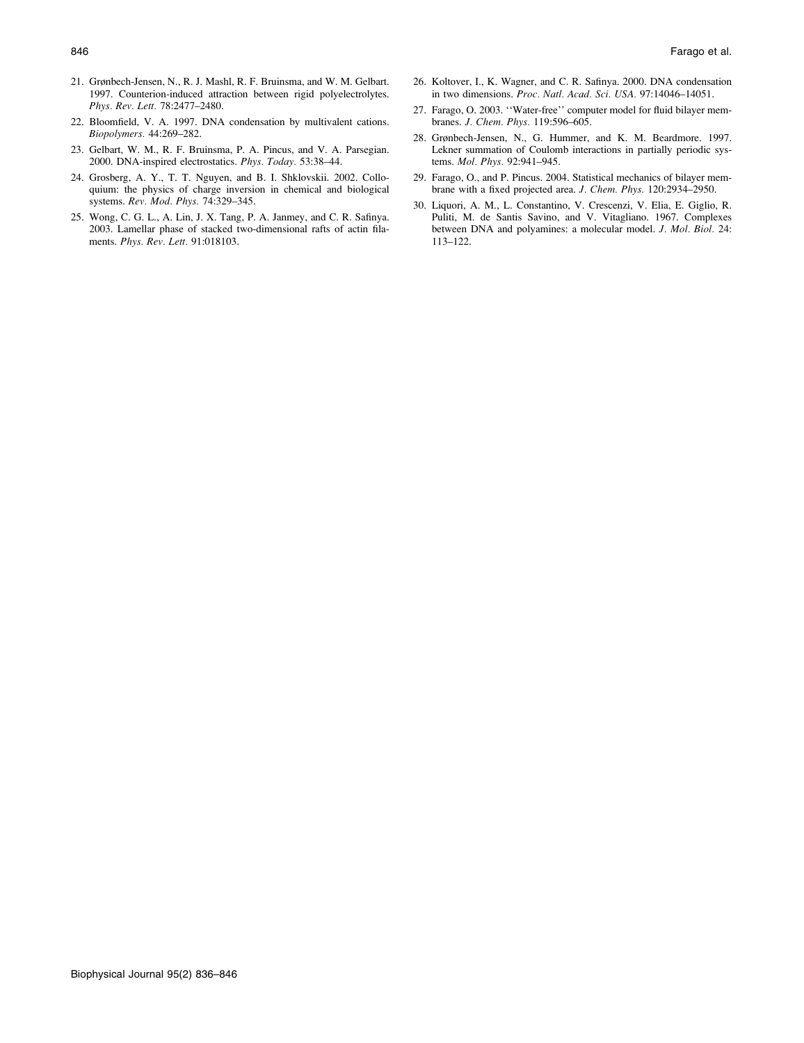21. Grønbech-Jensen, N., R. J. Mashl, R. F. Bruinsma, and W. M. Gelbart. 1997. Counterion-induced attraction between rigid polyelectrolytes. *Phys. Rev. Lett.* 78:2477–2480.

22. Bloomfield, V. A. 1997. DNA condensation by multivalent cations. *Biopolymers.* 44:269–282.

23. Gelbart, W. M., R. F. Bruinsma, P. A. Pincus, and V. A. Parsegian. 2000. DNA-inspired electrostatics. *Phys. Today.* 53:38–44.

24. Grosberg, A. Y., T. T. Nguyen, and B. I. Shklovskii. 2002. Colloquium: the physics of charge inversion in chemical and biological systems. *Rev. Mod. Phys.* 74:329–345.

25. Wong, C. G. L., A. Lin, J. X. Tang, P. A. Janmey, and C. R. Safinya. 2003. Lamellar phase of stacked two-dimensional rafts of actin filaments. *Phys. Rev. Lett.* 91:018103.

26. Koltover, I., K. Wagner, and C. R. Safinya. 2000. DNA condensation in two dimensions. *Proc. Natl. Acad. Sci. USA.* 97:14046–14051.

27. Farago, O. 2003. ''Water-free'' computer model for fluid bilayer membranes. *J. Chem. Phys.* 119:596–605.

28. Grønbech-Jensen, N., G. Hummer, and K. M. Beardmore. 1997. Lekner summation of Coulomb interactions in partially periodic systems. *Mol. Phys.* 92:941–945.

29. Farago, O., and P. Pincus. 2004. Statistical mechanics of bilayer membrane with a fixed projected area. *J. Chem. Phys.* 120:2934–2950.

30. Liquori, A. M., L. Constantino, V. Crescenzi, V. Elia, E. Giglio, R. Puliti, M. de Santis Savino, and V. Vitagliano. 1967. Complexes between DNA and polyamines: a molecular model. *J. Mol. Biol.* 24: 113–122.